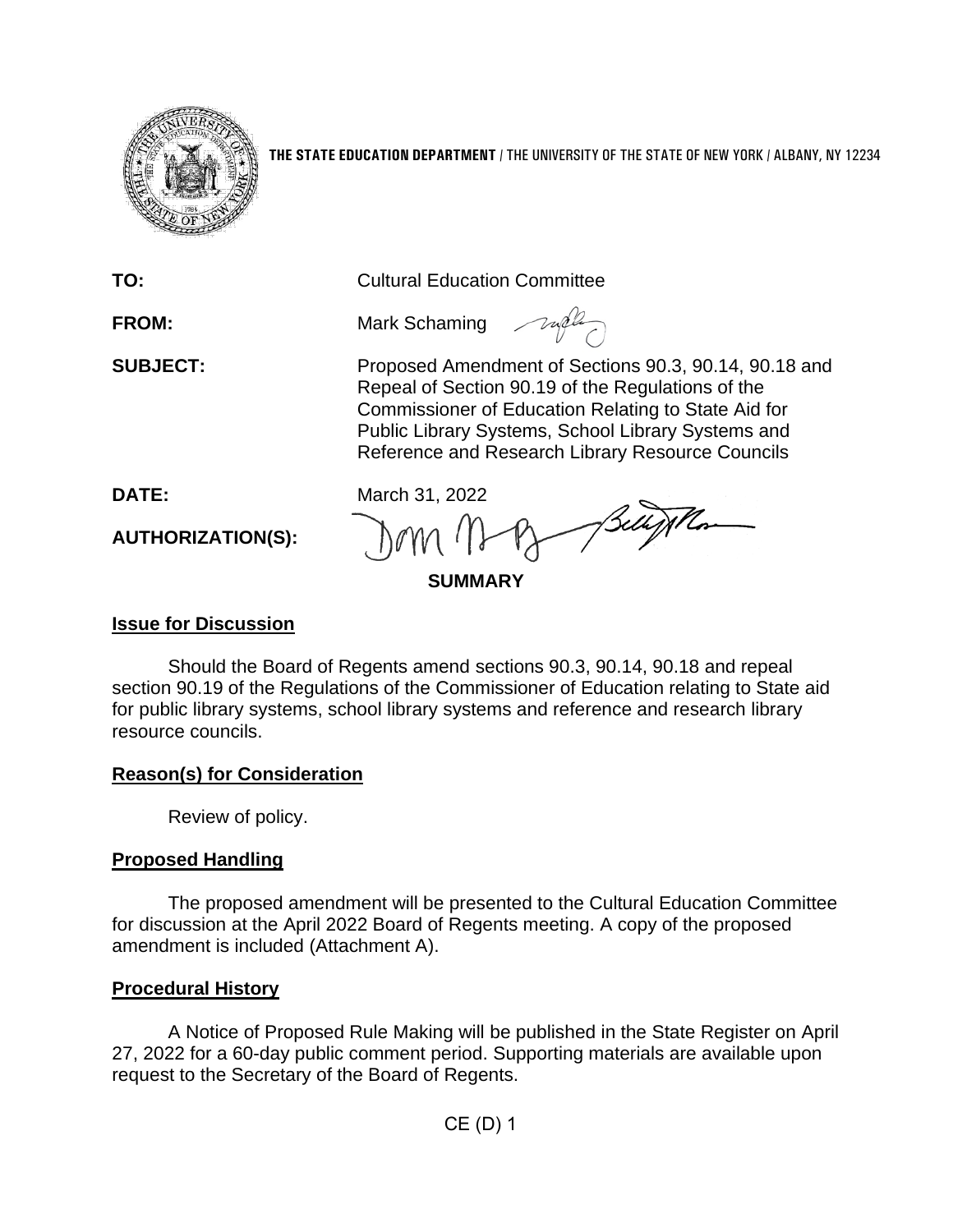**THE STATE EDUCATION DEPARTMENT** / THE UNIVERSITY OF THE STATE OF NEW YORK / ALBANY, NY 12234

**TO:** Cultural Education Committee

**FROM:** Mark Schaming

**SUBJECT:** Proposed Amendment of Sections 90.3, 90.14, 90.18 and Repeal of Section 90.19 of the Regulations of the Commissioner of Education Relating to State Aid for Public Library Systems, School Library Systems and Reference and Research Library Resource Councils

**DATE:** March 31, 2022

**AUTHORIZATION(S):**

**SUMMARY**

## Issue for Discussion

Should the Board of Regents amend sections 90.3, 90.14, 90.18 and repeal section 90.19 of the Regulations of the Commissioner of Education relating to State aid for public library systems, school library systems and reference and research library resource councils.

## Reason(s) for Consideration

Review of policy.

## Proposed Handling

The proposed amendment will be presented to the Cultural Education Committee for discussion at the April 2022 Board of Regents meeting. A copy of the proposed amendment is included (Attachment A).

## Procedural History

A Notice of Proposed Rule Making will be published in the State Register on April 27, 2022 for a 60-day public comment period. Supporting materials are available upon request to the Secretary of the Board of Regents.

CE (D) 1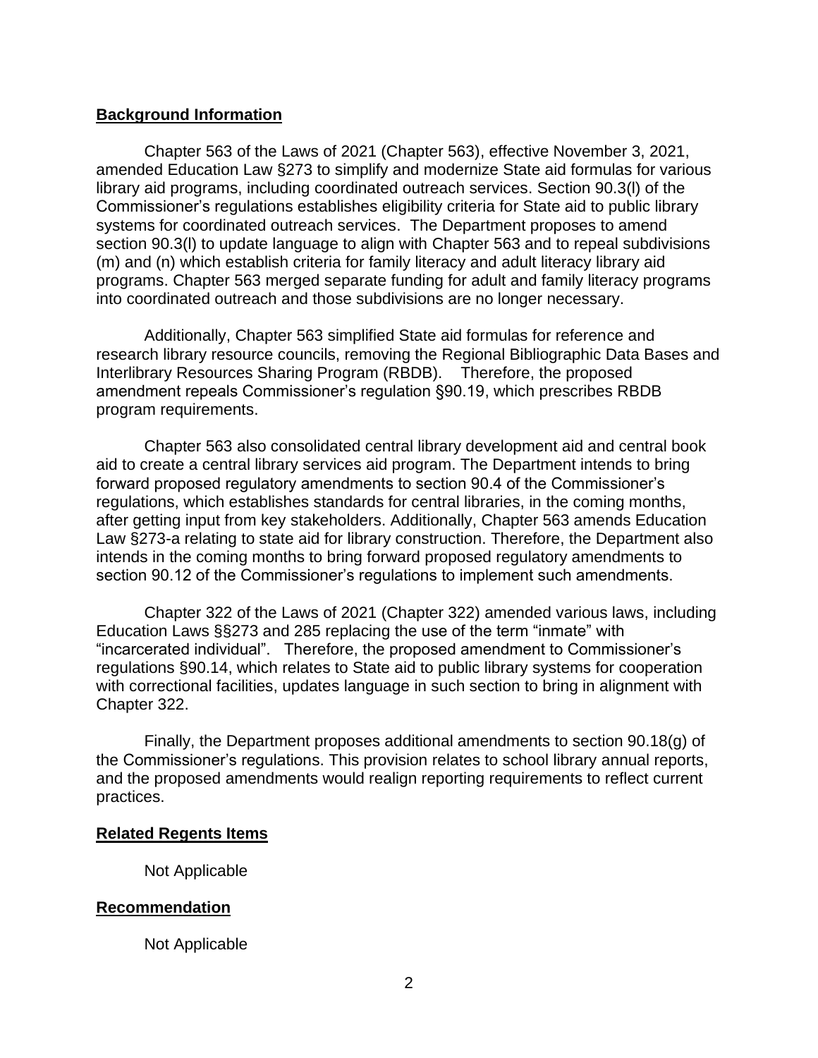**Background Information**

Chapter 563 of the Laws of 2021 (Chapter 563), effective November 3, 2021, amended Education Law §273 to simplify and modernize State aid formulas for various library aid programs, including coordinated outreach services. Section 90.3(l) of the Commissioner's regulations establishes eligibility criteria for State aid to public library systems for coordinated outreach services. The Department proposes to amend section 90.3(l) to update language to align with Chapter 563 and to repeal subdivisions (m) and (n) which establish criteria for family literacy and adult literacy library aid programs. Chapter 563 merged separate funding for adult and family literacy programs into coordinated outreach and those subdivisions are no longer necessary.

Additionally, Chapter 563 simplified State aid formulas for reference and research library resource councils, removing the Regional Bibliographic Data Bases and Interlibrary Resources Sharing Program (RBDB). Therefore, the proposed amendment repeals Commissioner's regulation §90.19, which prescribes RBDB program requirements.

Chapter 563 also consolidated central library development aid and central book aid to create a central library services aid program. The Department intends to bring forward proposed regulatory amendments to section 90.4 of the Commissioner's regulations, which establishes standards for central libraries, in the coming months, after getting input from key stakeholders. Additionally, Chapter 563 amends Education Law §273-a relating to state aid for library construction. Therefore, the Department also intends in the coming months to bring forward proposed regulatory amendments to section 90.12 of the Commissioner's regulations to implement such amendments.

Chapter 322 of the Laws of 2021 (Chapter 322) amended various laws, including Education Laws §§273 and 285 replacing the use of the term "inmate" with "incarcerated individual". Therefore, the proposed amendment to Commissioner's regulations §90.14, which relates to State aid to public library systems for cooperation with correctional facilities, updates language in such section to bring in alignment with Chapter 322.

Finally, the Department proposes additional amendments to section 90.18(g) of the Commissioner's regulations. This provision relates to school library annual reports, and the proposed amendments would realign reporting requirements to reflect current practices.

**Related Regents Items**

Not Applicable

**Recommendation**

Not Applicable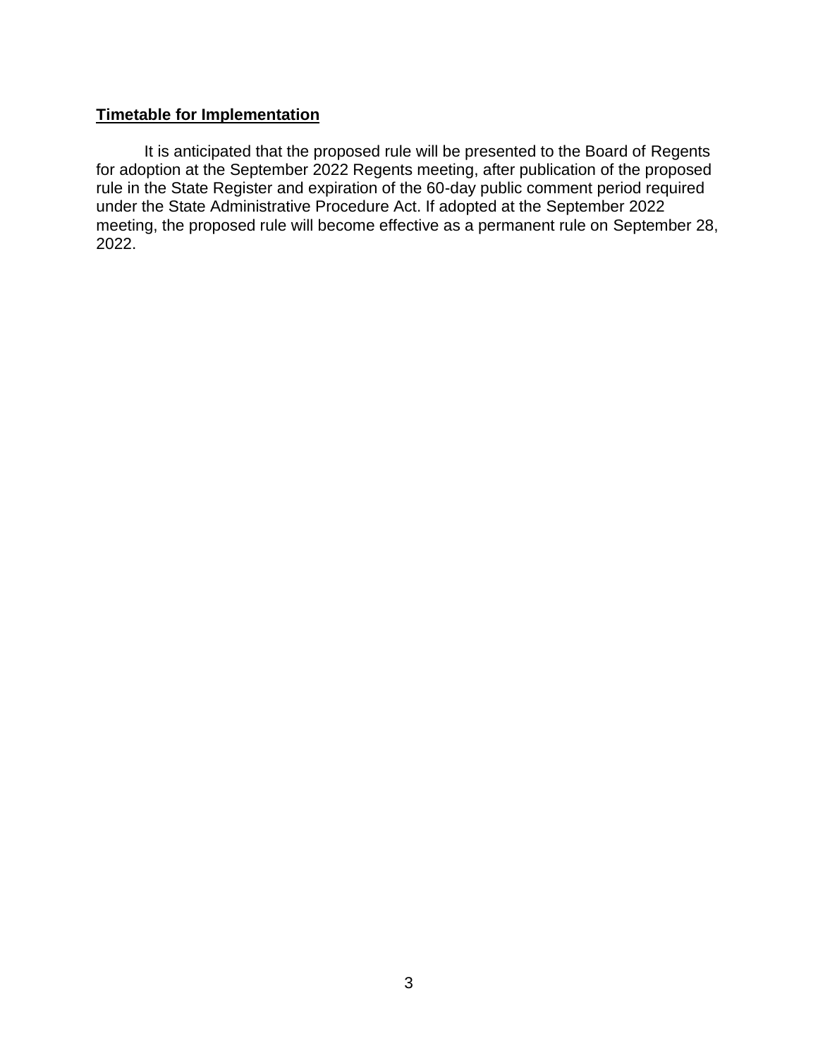**Timetable for Implementation**

It is anticipated that the proposed rule will be presented to the Board of Regents for adoption at the September 2022 Regents meeting, after publication of the proposed rule in the State Register and expiration of the 60-day public comment period required under the State Administrative Procedure Act. If adopted at the September 2022 meeting, the proposed rule will become effective as a permanent rule on September 28, 2022.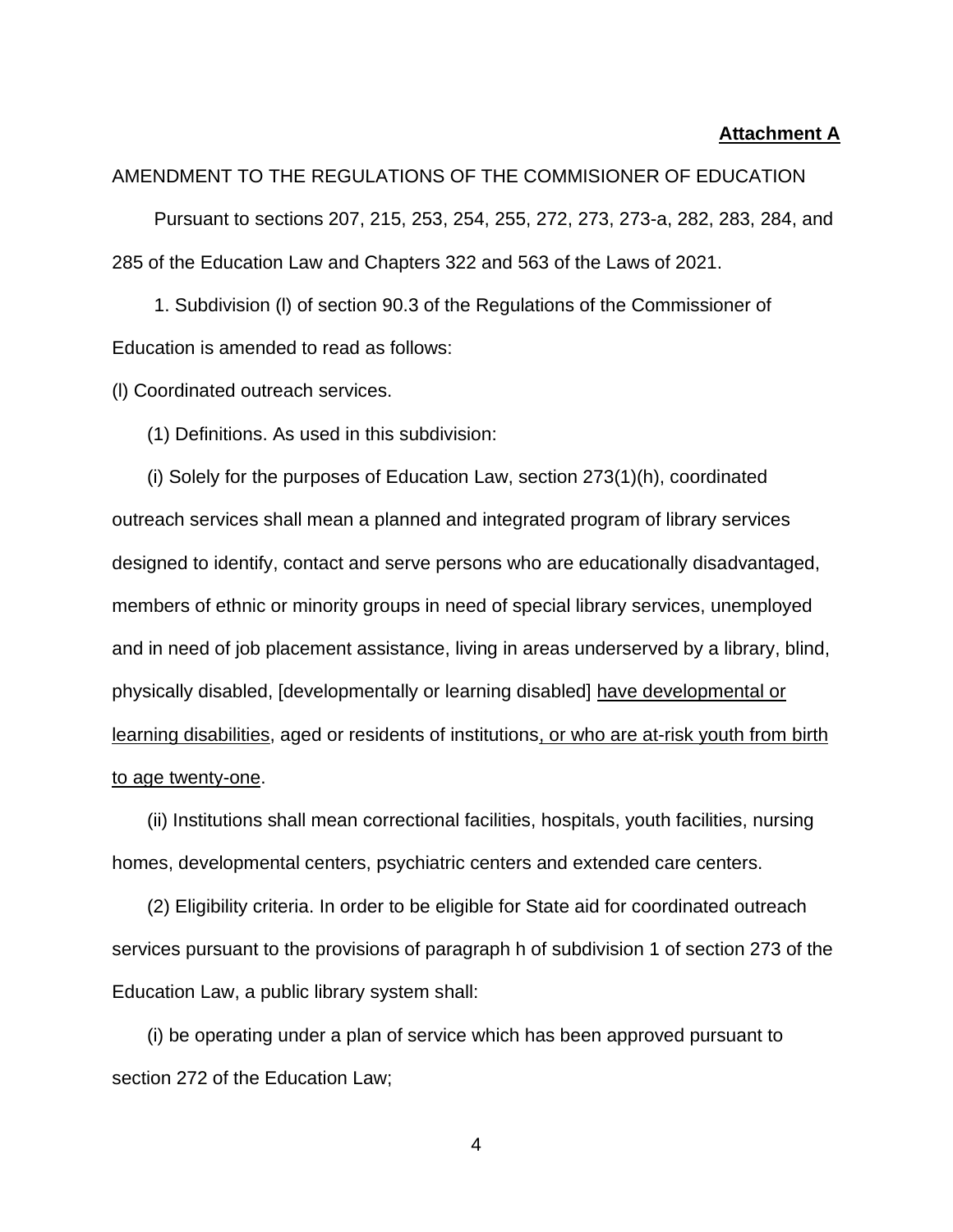**Attachment A**

AMENDMENT TO THE REGULATIONS OF THE COMMISIONER OF EDUCATION

Pursuant to sections 207, 215, 253, 254, 255, 272, 273, 273-a, 282, 283, 284, and 285 of the Education Law and Chapters 322 and 563 of the Laws of 2021.

1. Subdivision (l) of section 90.3 of the Regulations of the Commissioner of Education is amended to read as follows:

(l) Coordinated outreach services.

(1) Definitions. As used in this subdivision:

(i) Solely for the purposes of Education Law, section 273(1)(h), coordinated outreach services shall mean a planned and integrated program of library services designed to identify, contact and serve persons who are educationally disadvantaged, members of ethnic or minority groups in need of special library services, unemployed and in need of job placement assistance, living in areas underserved by a library, blind, physically disabled, [developmentally or learning disabled] <u>have developmental or learning disabilities</u>, aged or residents of institutions<u>, or who are at-risk youth from birth to age twenty-one</u>.

(ii) Institutions shall mean correctional facilities, hospitals, youth facilities, nursing homes, developmental centers, psychiatric centers and extended care centers.

(2) Eligibility criteria. In order to be eligible for State aid for coordinated outreach services pursuant to the provisions of paragraph h of subdivision 1 of section 273 of the Education Law, a public library system shall:

(i) be operating under a plan of service which has been approved pursuant to section 272 of the Education Law;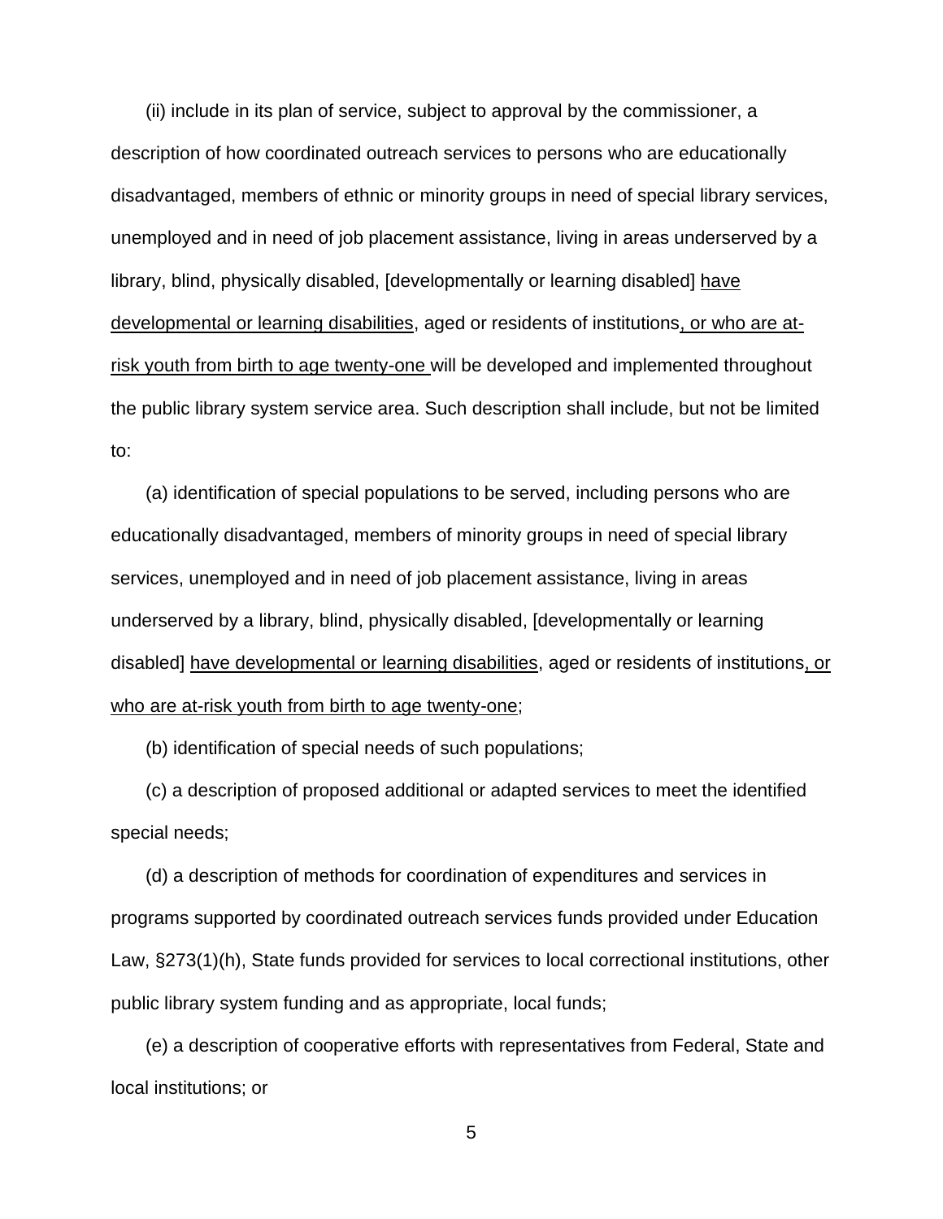(ii) include in its plan of service, subject to approval by the commissioner, a description of how coordinated outreach services to persons who are educationally disadvantaged, members of ethnic or minority groups in need of special library services, unemployed and in need of job placement assistance, living in areas underserved by a library, blind, physically disabled, [developmentally or learning disabled] <u>have developmental or learning disabilities</u>, aged or residents of institutions<u>, or who are at-risk youth from birth to age twenty-one</u> will be developed and implemented throughout the public library system service area. Such description shall include, but not be limited to:

(a) identification of special populations to be served, including persons who are educationally disadvantaged, members of minority groups in need of special library services, unemployed and in need of job placement assistance, living in areas underserved by a library, blind, physically disabled, [developmentally or learning disabled] <u>have developmental or learning disabilities</u>, aged or residents of institutions<u>, or who are at-risk youth from birth to age twenty-one</u>;

(b) identification of special needs of such populations;

(c) a description of proposed additional or adapted services to meet the identified special needs;

(d) a description of methods for coordination of expenditures and services in programs supported by coordinated outreach services funds provided under Education Law, §273(1)(h), State funds provided for services to local correctional institutions, other public library system funding and as appropriate, local funds;

(e) a description of cooperative efforts with representatives from Federal, State and local institutions; or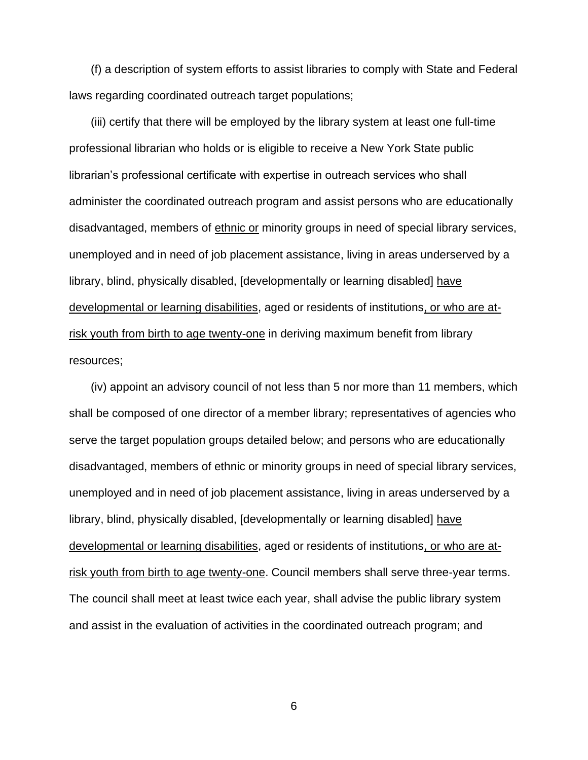(f) a description of system efforts to assist libraries to comply with State and Federal laws regarding coordinated outreach target populations;

(iii) certify that there will be employed by the library system at least one full-time professional librarian who holds or is eligible to receive a New York State public librarian's professional certificate with expertise in outreach services who shall administer the coordinated outreach program and assist persons who are educationally disadvantaged, members of <u>ethnic or</u> minority groups in need of special library services, unemployed and in need of job placement assistance, living in areas underserved by a library, blind, physically disabled, [developmentally or learning disabled] <u>have developmental or learning disabilities</u>, aged or residents of institutions<u>, or who are at-risk youth from birth to age twenty-one</u> in deriving maximum benefit from library resources;

(iv) appoint an advisory council of not less than 5 nor more than 11 members, which shall be composed of one director of a member library; representatives of agencies who serve the target population groups detailed below; and persons who are educationally disadvantaged, members of ethnic or minority groups in need of special library services, unemployed and in need of job placement assistance, living in areas underserved by a library, blind, physically disabled, [developmentally or learning disabled] <u>have developmental or learning disabilities</u>, aged or residents of institutions<u>, or who are at-risk youth from birth to age twenty-one</u>. Council members shall serve three-year terms. The council shall meet at least twice each year, shall advise the public library system and assist in the evaluation of activities in the coordinated outreach program; and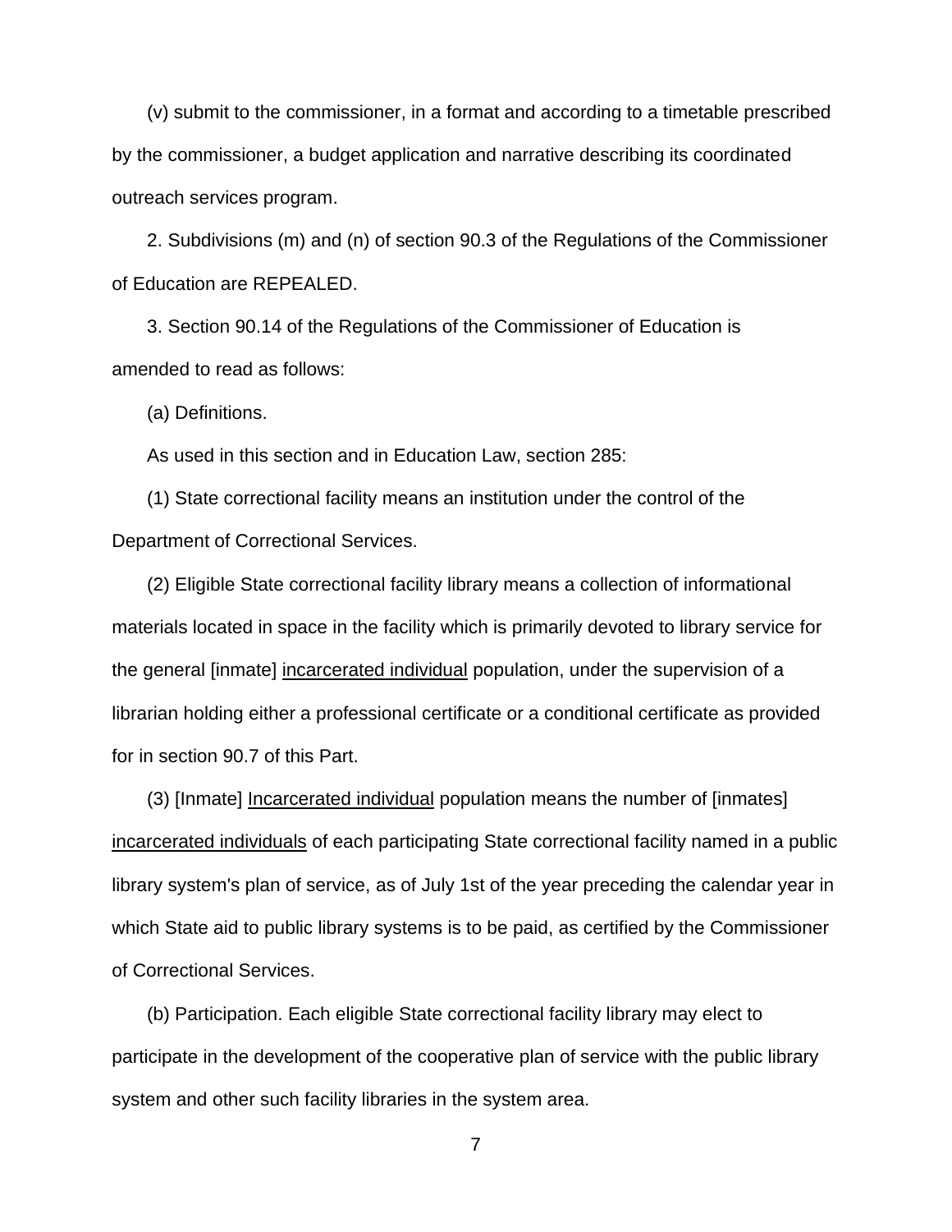(v) submit to the commissioner, in a format and according to a timetable prescribed by the commissioner, a budget application and narrative describing its coordinated outreach services program.

2. Subdivisions (m) and (n) of section 90.3 of the Regulations of the Commissioner of Education are REPEALED.

3. Section 90.14 of the Regulations of the Commissioner of Education is amended to read as follows:

(a) Definitions.

As used in this section and in Education Law, section 285:

(1) State correctional facility means an institution under the control of the Department of Correctional Services.

(2) Eligible State correctional facility library means a collection of informational materials located in space in the facility which is primarily devoted to library service for the general [inmate] <u>incarcerated individual</u> population, under the supervision of a librarian holding either a professional certificate or a conditional certificate as provided for in section 90.7 of this Part.

(3) [Inmate] <u>Incarcerated individual</u> population means the number of [inmates] <u>incarcerated individuals</u> of each participating State correctional facility named in a public library system's plan of service, as of July 1st of the year preceding the calendar year in which State aid to public library systems is to be paid, as certified by the Commissioner of Correctional Services.

(b) Participation. Each eligible State correctional facility library may elect to participate in the development of the cooperative plan of service with the public library system and other such facility libraries in the system area.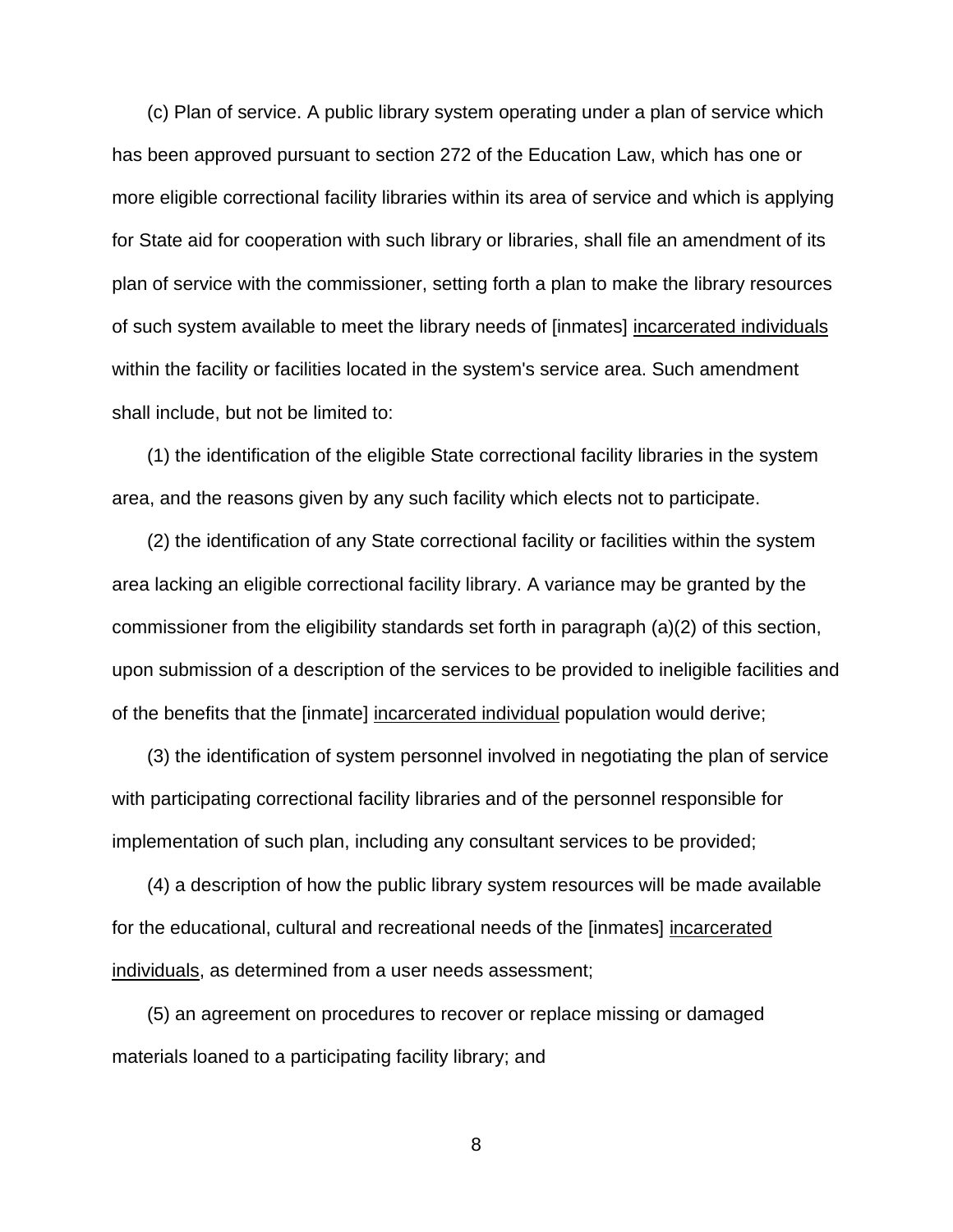(c) Plan of service. A public library system operating under a plan of service which has been approved pursuant to section 272 of the Education Law, which has one or more eligible correctional facility libraries within its area of service and which is applying for State aid for cooperation with such library or libraries, shall file an amendment of its plan of service with the commissioner, setting forth a plan to make the library resources of such system available to meet the library needs of [inmates] <u>incarcerated individuals</u> within the facility or facilities located in the system's service area. Such amendment shall include, but not be limited to:

(1) the identification of the eligible State correctional facility libraries in the system area, and the reasons given by any such facility which elects not to participate.

(2) the identification of any State correctional facility or facilities within the system area lacking an eligible correctional facility library. A variance may be granted by the commissioner from the eligibility standards set forth in paragraph (a)(2) of this section, upon submission of a description of the services to be provided to ineligible facilities and of the benefits that the [inmate] <u>incarcerated individual</u> population would derive;

(3) the identification of system personnel involved in negotiating the plan of service with participating correctional facility libraries and of the personnel responsible for implementation of such plan, including any consultant services to be provided;

(4) a description of how the public library system resources will be made available for the educational, cultural and recreational needs of the [inmates] <u>incarcerated individuals</u>, as determined from a user needs assessment;

(5) an agreement on procedures to recover or replace missing or damaged materials loaned to a participating facility library; and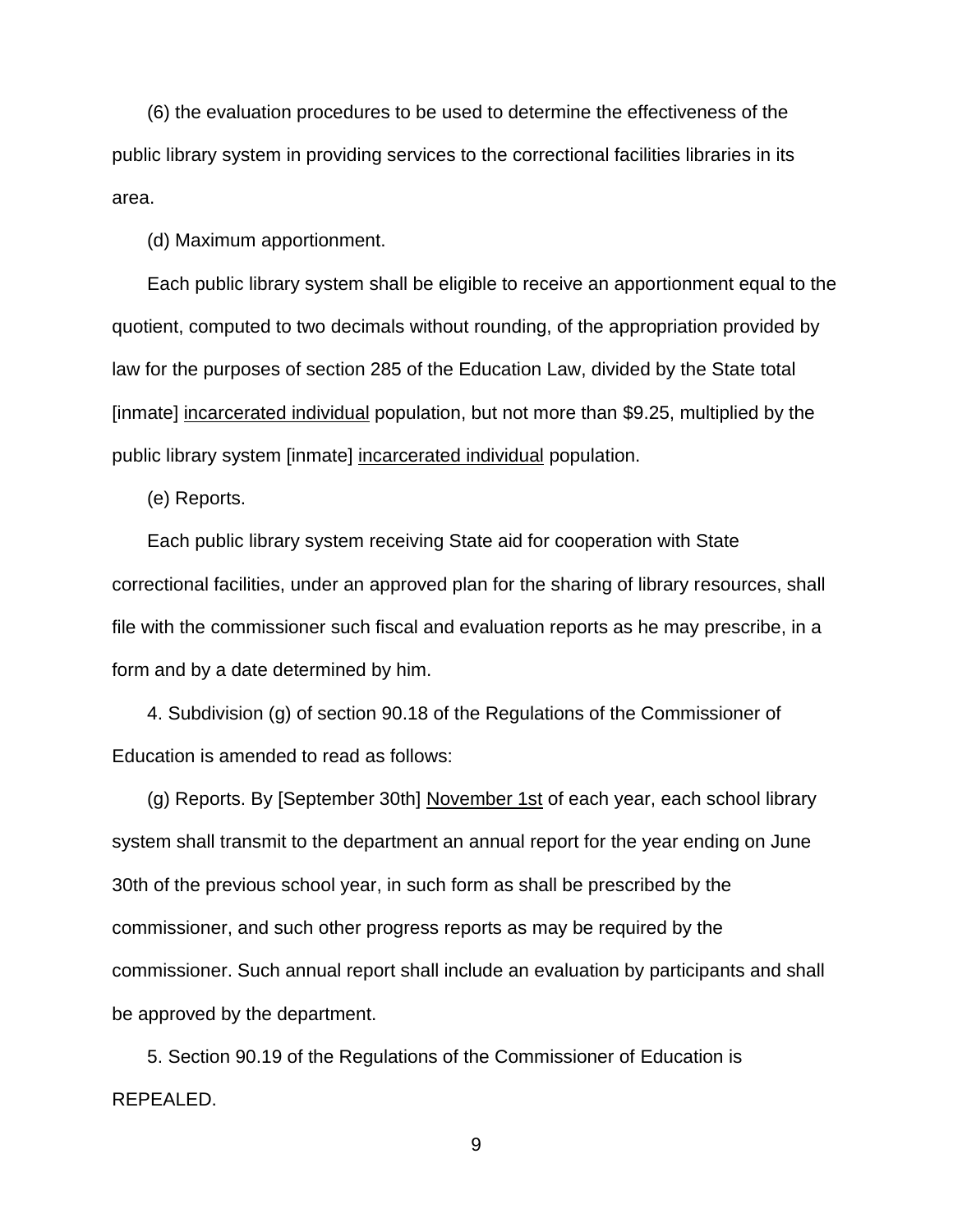(6) the evaluation procedures to be used to determine the effectiveness of the public library system in providing services to the correctional facilities libraries in its area.

(d) Maximum apportionment.

Each public library system shall be eligible to receive an apportionment equal to the quotient, computed to two decimals without rounding, of the appropriation provided by law for the purposes of section 285 of the Education Law, divided by the State total [inmate] <u>incarcerated individual</u> population, but not more than $9.25, multiplied by the public library system [inmate] <u>incarcerated individual</u> population.

(e) Reports.

Each public library system receiving State aid for cooperation with State correctional facilities, under an approved plan for the sharing of library resources, shall file with the commissioner such fiscal and evaluation reports as he may prescribe, in a form and by a date determined by him.

4. Subdivision (g) of section 90.18 of the Regulations of the Commissioner of Education is amended to read as follows:

(g) Reports. By [September 30th] <u>November 1st</u> of each year, each school library system shall transmit to the department an annual report for the year ending on June 30th of the previous school year, in such form as shall be prescribed by the commissioner, and such other progress reports as may be required by the commissioner. Such annual report shall include an evaluation by participants and shall be approved by the department.

5. Section 90.19 of the Regulations of the Commissioner of Education is REPEALED.